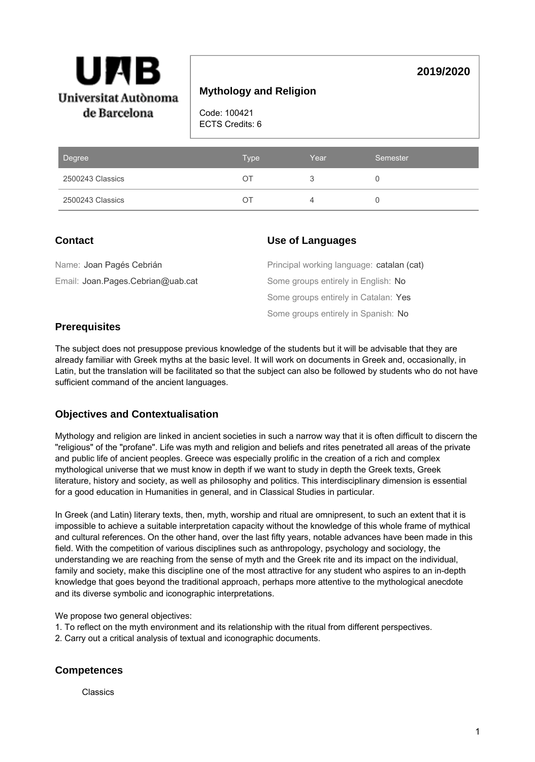Universitat Autònoma de Barcelona

# Mythology and Religion

**2019/2020**

Code: 100421
ECTS Credits: 6

| Degree | Type | Year | Semester |
| --- | --- | --- | --- |
| 2500243 Classics | OT | 3 | 0 |
| 2500243 Classics | OT | 4 | 0 |

## Contact

Name: Joan Pagés Cebrián

Email: Joan.Pages.Cebrian@uab.cat

## Use of Languages

Principal working language: catalan (cat)

Some groups entirely in English: No

Some groups entirely in Catalan: Yes

Some groups entirely in Spanish: No

## Prerequisites

The subject does not presuppose previous knowledge of the students but it will be advisable that they are already familiar with Greek myths at the basic level. It will work on documents in Greek and, occasionally, in Latin, but the translation will be facilitated so that the subject can also be followed by students who do not have sufficient command of the ancient languages.

## Objectives and Contextualisation

Mythology and religion are linked in ancient societies in such a narrow way that it is often difficult to discern the "religious" of the "profane". Life was myth and religion and beliefs and rites penetrated all areas of the private and public life of ancient peoples. Greece was especially prolific in the creation of a rich and complex mythological universe that we must know in depth if we want to study in depth the Greek texts, Greek literature, history and society, as well as philosophy and politics. This interdisciplinary dimension is essential for a good education in Humanities in general, and in Classical Studies in particular.

In Greek (and Latin) literary texts, then, myth, worship and ritual are omnipresent, to such an extent that it is impossible to achieve a suitable interpretation capacity without the knowledge of this whole frame of mythical and cultural references. On the other hand, over the last fifty years, notable advances have been made in this field. With the competition of various disciplines such as anthropology, psychology and sociology, the understanding we are reaching from the sense of myth and the Greek rite and its impact on the individual, family and society, make this discipline one of the most attractive for any student who aspires to an in-depth knowledge that goes beyond the traditional approach, perhaps more attentive to the mythological anecdote and its diverse symbolic and iconographic interpretations.

We propose two general objectives:
1. To reflect on the myth environment and its relationship with the ritual from different perspectives.
2. Carry out a critical analysis of textual and iconographic documents.

## Competences

Classics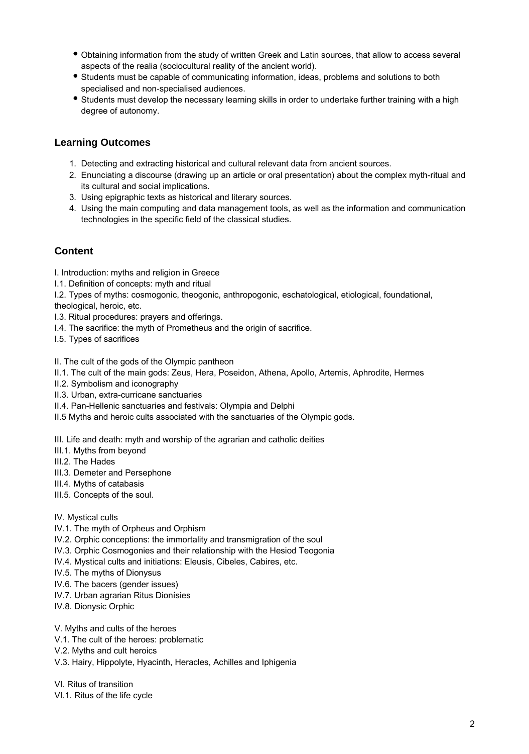- Obtaining information from the study of written Greek and Latin sources, that allow to access several aspects of the realia (sociocultural reality of the ancient world).
- Students must be capable of communicating information, ideas, problems and solutions to both specialised and non-specialised audiences.
- Students must develop the necessary learning skills in order to undertake further training with a high degree of autonomy.

## Learning Outcomes

1. Detecting and extracting historical and cultural relevant data from ancient sources.
2. Enunciating a discourse (drawing up an article or oral presentation) about the complex myth-ritual and its cultural and social implications.
3. Using epigraphic texts as historical and literary sources.
4. Using the main computing and data management tools, as well as the information and communication technologies in the specific field of the classical studies.

## Content

I. Introduction: myths and religion in Greece
I.1. Definition of concepts: myth and ritual
I.2. Types of myths: cosmogonic, theogonic, anthropogonic, eschatological, etiological, foundational, theological, heroic, etc.
I.3. Ritual procedures: prayers and offerings.
I.4. The sacrifice: the myth of Prometheus and the origin of sacrifice.
I.5. Types of sacrifices

II. The cult of the gods of the Olympic pantheon
II.1. The cult of the main gods: Zeus, Hera, Poseidon, Athena, Apollo, Artemis, Aphrodite, Hermes
II.2. Symbolism and iconography
II.3. Urban, extra-curricane sanctuaries
II.4. Pan-Hellenic sanctuaries and festivals: Olympia and Delphi
II.5 Myths and heroic cults associated with the sanctuaries of the Olympic gods.

III. Life and death: myth and worship of the agrarian and catholic deities
III.1. Myths from beyond
III.2. The Hades
III.3. Demeter and Persephone
III.4. Myths of catabasis
III.5. Concepts of the soul.

IV. Mystical cults
IV.1. The myth of Orpheus and Orphism
IV.2. Orphic conceptions: the immortality and transmigration of the soul
IV.3. Orphic Cosmogonies and their relationship with the Hesiod Teogonia
IV.4. Mystical cults and initiations: Eleusis, Cibeles, Cabires, etc.
IV.5. The myths of Dionysus
IV.6. The bacers (gender issues)
IV.7. Urban agrarian Ritus Dionísies
IV.8. Dionysic Orphic

V. Myths and cults of the heroes
V.1. The cult of the heroes: problematic
V.2. Myths and cult heroics
V.3. Hairy, Hippolyte, Hyacinth, Heracles, Achilles and Iphigenia

VI. Ritus of transition
VI.1. Ritus of the life cycle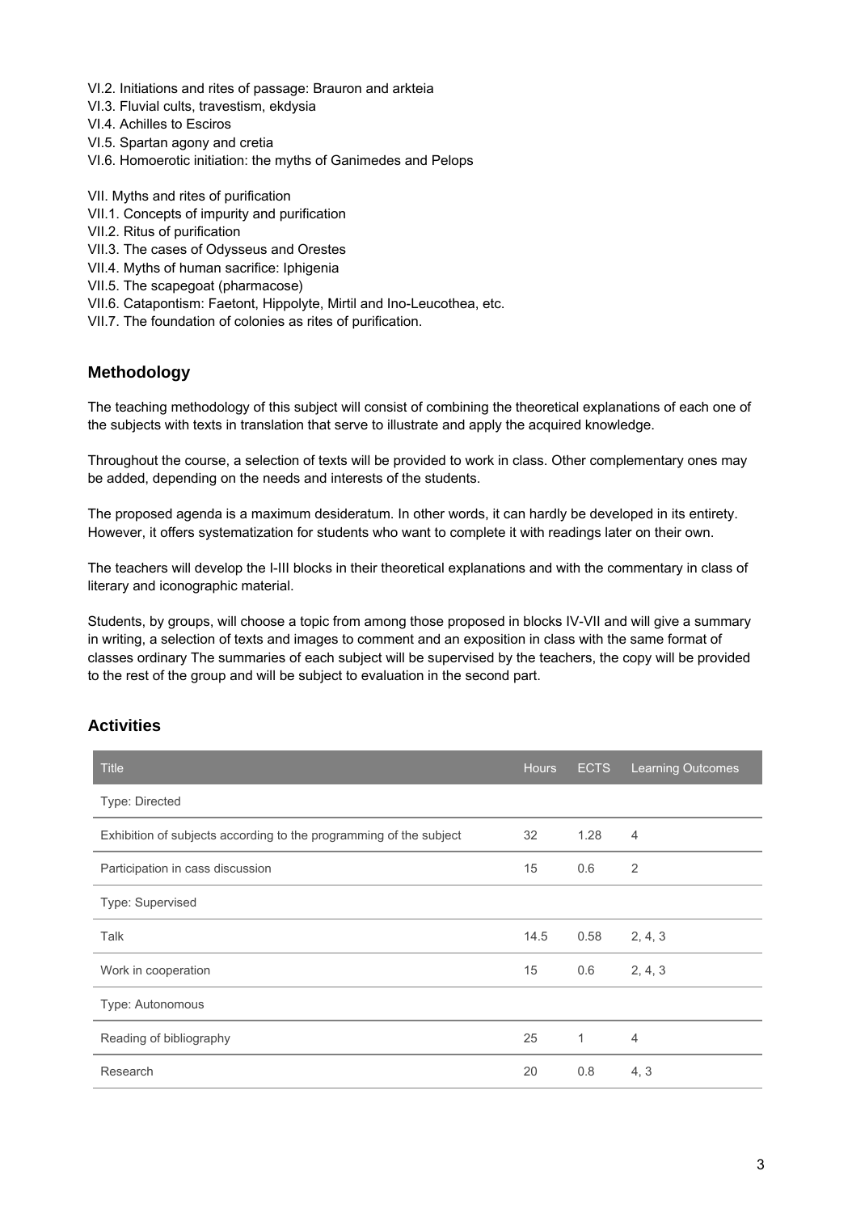VI.2. Initiations and rites of passage: Brauron and arkteia
VI.3. Fluvial cults, travestism, ekdysia
VI.4. Achilles to Esciros
VI.5. Spartan agony and cretia
VI.6. Homoerotic initiation: the myths of Ganimedes and Pelops

VII. Myths and rites of purification
VII.1. Concepts of impurity and purification
VII.2. Ritus of purification
VII.3. The cases of Odysseus and Orestes
VII.4. Myths of human sacrifice: Iphigenia
VII.5. The scapegoat (pharmacose)
VII.6. Catapontism: Faetont, Hippolyte, Mirtil and Ino-Leucothea, etc.
VII.7. The foundation of colonies as rites of purification.

## Methodology

The teaching methodology of this subject will consist of combining the theoretical explanations of each one of the subjects with texts in translation that serve to illustrate and apply the acquired knowledge.

Throughout the course, a selection of texts will be provided to work in class. Other complementary ones may be added, depending on the needs and interests of the students.

The proposed agenda is a maximum desideratum. In other words, it can hardly be developed in its entirety. However, it offers systematization for students who want to complete it with readings later on their own.

The teachers will develop the I-III blocks in their theoretical explanations and with the commentary in class of literary and iconographic material.

Students, by groups, will choose a topic from among those proposed in blocks IV-VII and will give a summary in writing, a selection of texts and images to comment and an exposition in class with the same format of classes ordinary The summaries of each subject will be supervised by the teachers, the copy will be provided to the rest of the group and will be subject to evaluation in the second part.

## Activities

| Title | Hours | ECTS | Learning Outcomes |
|---|---|---|---|
| Type: Directed | | | |
| Exhibition of subjects according to the programming of the subject | 32 | 1.28 | 4 |
| Participation in cass discussion | 15 | 0.6 | 2 |
| Type: Supervised | | | |
| Talk | 14.5 | 0.58 | 2, 4, 3 |
| Work in cooperation | 15 | 0.6 | 2, 4, 3 |
| Type: Autonomous | | | |
| Reading of bibliography | 25 | 1 | 4 |
| Research | 20 | 0.8 | 4, 3 |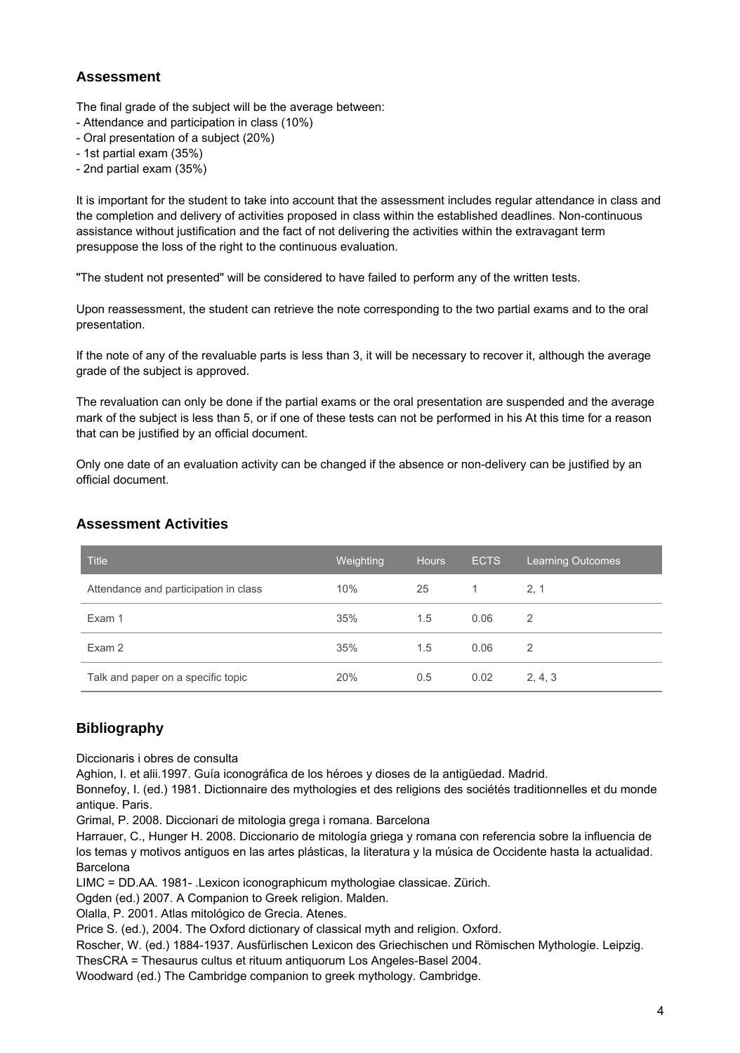## Assessment

The final grade of the subject will be the average between:

- Attendance and participation in class (10%)
- Oral presentation of a subject (20%)
- 1st partial exam (35%)
- 2nd partial exam (35%)

It is important for the student to take into account that the assessment includes regular attendance in class and the completion and delivery of activities proposed in class within the established deadlines. Non-continuous assistance without justification and the fact of not delivering the activities within the extravagant term presuppose the loss of the right to the continuous evaluation.

"The student not presented" will be considered to have failed to perform any of the written tests.

Upon reassessment, the student can retrieve the note corresponding to the two partial exams and to the oral presentation.

If the note of any of the revaluable parts is less than 3, it will be necessary to recover it, although the average grade of the subject is approved.

The revaluation can only be done if the partial exams or the oral presentation are suspended and the average mark of the subject is less than 5, or if one of these tests can not be performed in his At this time for a reason that can be justified by an official document.

Only one date of an evaluation activity can be changed if the absence or non-delivery can be justified by an official document.

## Assessment Activities

| Title | Weighting | Hours | ECTS | Learning Outcomes |
|---|---|---|---|---|
| Attendance and participation in class | 10% | 25 | 1 | 2, 1 |
| Exam 1 | 35% | 1.5 | 0.06 | 2 |
| Exam 2 | 35% | 1.5 | 0.06 | 2 |
| Talk and paper on a specific topic | 20% | 0.5 | 0.02 | 2, 4, 3 |

## Bibliography

Diccionaris i obres de consulta

Aghion, I. et alii.1997. Guía iconográfica de los héroes y dioses de la antigüedad. Madrid.

Bonnefoy, I. (ed.) 1981. Dictionnaire des mythologies et des religions des sociétés traditionnelles et du monde antique. Paris.

Grimal, P. 2008. Diccionari de mitologia grega i romana. Barcelona

Harrauer, C., Hunger H. 2008. Diccionario de mitología griega y romana con referencia sobre la influencia de los temas y motivos antiguos en las artes plásticas, la literatura y la música de Occidente hasta la actualidad. Barcelona

LIMC = DD.AA. 1981- .Lexicon iconographicum mythologiae classicae. Zürich.

Ogden (ed.) 2007. A Companion to Greek religion. Malden.

Olalla, P. 2001. Atlas mitológico de Grecia. Atenes.

Price S. (ed.), 2004. The Oxford dictionary of classical myth and religion. Oxford.

Roscher, W. (ed.) 1884-1937. Ausfürlischen Lexicon des Griechischen und Römischen Mythologie. Leipzig.

ThesCRA = Thesaurus cultus et rituum antiquorum Los Angeles-Basel 2004.

Woodward (ed.) The Cambridge companion to greek mythology. Cambridge.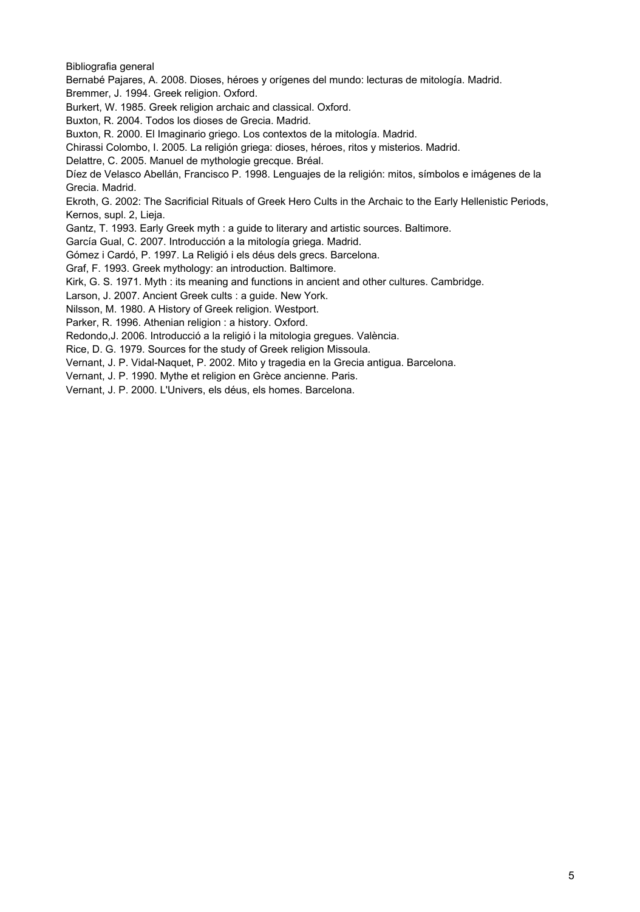Bibliografia general

Bernabé Pajares, A. 2008. Dioses, héroes y orígenes del mundo: lecturas de mitología. Madrid.

Bremmer, J. 1994. Greek religion. Oxford.

Burkert, W. 1985. Greek religion archaic and classical. Oxford.

Buxton, R. 2004. Todos los dioses de Grecia. Madrid.

Buxton, R. 2000. El Imaginario griego. Los contextos de la mitología. Madrid.

Chirassi Colombo, I. 2005. La religión griega: dioses, héroes, ritos y misterios. Madrid.

Delattre, C. 2005. Manuel de mythologie grecque. Bréal.

Díez de Velasco Abellán, Francisco P. 1998. Lenguajes de la religión: mitos, símbolos e imágenes de la Grecia. Madrid.

Ekroth, G. 2002: The Sacrificial Rituals of Greek Hero Cults in the Archaic to the Early Hellenistic Periods, Kernos, supl. 2, Lieja.

Gantz, T. 1993. Early Greek myth : a guide to literary and artistic sources. Baltimore.

García Gual, C. 2007. Introducción a la mitología griega. Madrid.

Gómez i Cardó, P. 1997. La Religió i els déus dels grecs. Barcelona.

Graf, F. 1993. Greek mythology: an introduction. Baltimore.

Kirk, G. S. 1971. Myth : its meaning and functions in ancient and other cultures. Cambridge.

Larson, J. 2007. Ancient Greek cults : a guide. New York.

Nilsson, M. 1980. A History of Greek religion. Westport.

Parker, R. 1996. Athenian religion : a history. Oxford.

Redondo,J. 2006. Introducció a la religió i la mitologia gregues. València.

Rice, D. G. 1979. Sources for the study of Greek religion Missoula.

Vernant, J. P. Vidal-Naquet, P. 2002. Mito y tragedia en la Grecia antigua. Barcelona.

Vernant, J. P. 1990. Mythe et religion en Grèce ancienne. Paris.

Vernant, J. P. 2000. L'Univers, els déus, els homes. Barcelona.